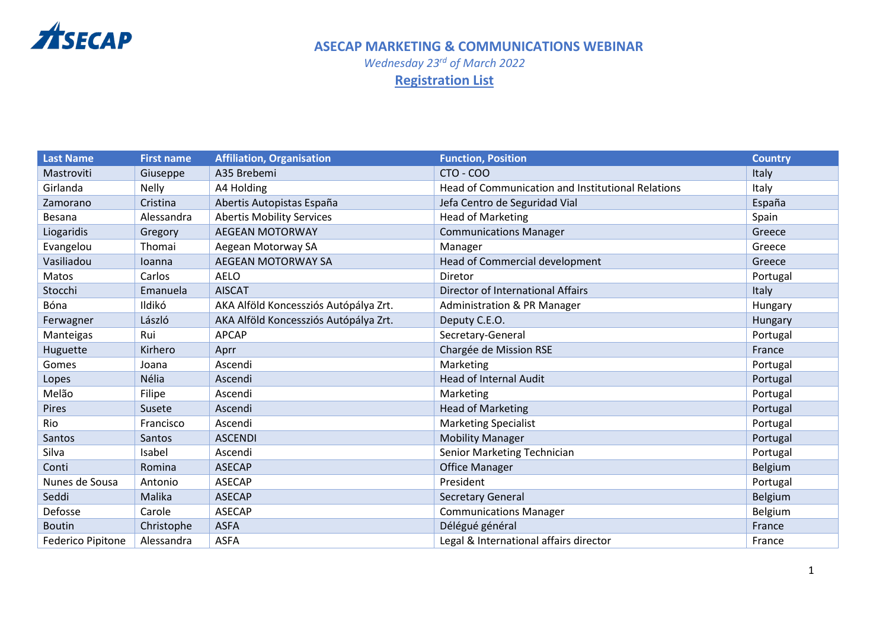# ASECAP MARKETING & COMMUNICATIONS WEBINAR

*Wednesday 23rd of March 2022*

## Registration List

| Last Name | First name | Affiliation, Organisation | Function, Position | Country |
|---|---|---|---|---|
| Mastroviti | Giuseppe | A35 Brebemi | CTO - COO | Italy |
| Girlanda | Nelly | A4 Holding | Head of Communication and Institutional Relations | Italy |
| Zamorano | Cristina | Abertis Autopistas España | Jefa Centro de Seguridad Vial | España |
| Besana | Alessandra | Abertis Mobility Services | Head of Marketing | Spain |
| Liogaridis | Gregory | AEGEAN MOTORWAY | Communications Manager | Greece |
| Evangelou | Thomai | Aegean Motorway SA | Manager | Greece |
| Vasiliadou | Ioanna | AEGEAN MOTORWAY SA | Head of Commercial development | Greece |
| Matos | Carlos | AELO | Diretor | Portugal |
| Stocchi | Emanuela | AISCAT | Director of International Affairs | Italy |
| Bóna | Ildikó | AKA Alföld Koncessziós Autópálya Zrt. | Administration & PR Manager | Hungary |
| Ferwagner | László | AKA Alföld Koncessziós Autópálya Zrt. | Deputy C.E.O. | Hungary |
| Manteigas | Rui | APCAP | Secretary-General | Portugal |
| Huguette | Kirhero | Aprr | Chargée de Mission RSE | France |
| Gomes | Joana | Ascendi | Marketing | Portugal |
| Lopes | Nélia | Ascendi | Head of Internal Audit | Portugal |
| Melão | Filipe | Ascendi | Marketing | Portugal |
| Pires | Susete | Ascendi | Head of Marketing | Portugal |
| Rio | Francisco | Ascendi | Marketing Specialist | Portugal |
| Santos | Santos | ASCENDI | Mobility Manager | Portugal |
| Silva | Isabel | Ascendi | Senior Marketing Technician | Portugal |
| Conti | Romina | ASECAP | Office Manager | Belgium |
| Nunes de Sousa | Antonio | ASECAP | President | Portugal |
| Seddi | Malika | ASECAP | Secretary General | Belgium |
| Defosse | Carole | ASECAP | Communications Manager | Belgium |
| Boutin | Christophe | ASFA | Délégué général | France |
| Federico Pipitone | Alessandra | ASFA | Legal & International affairs director | France |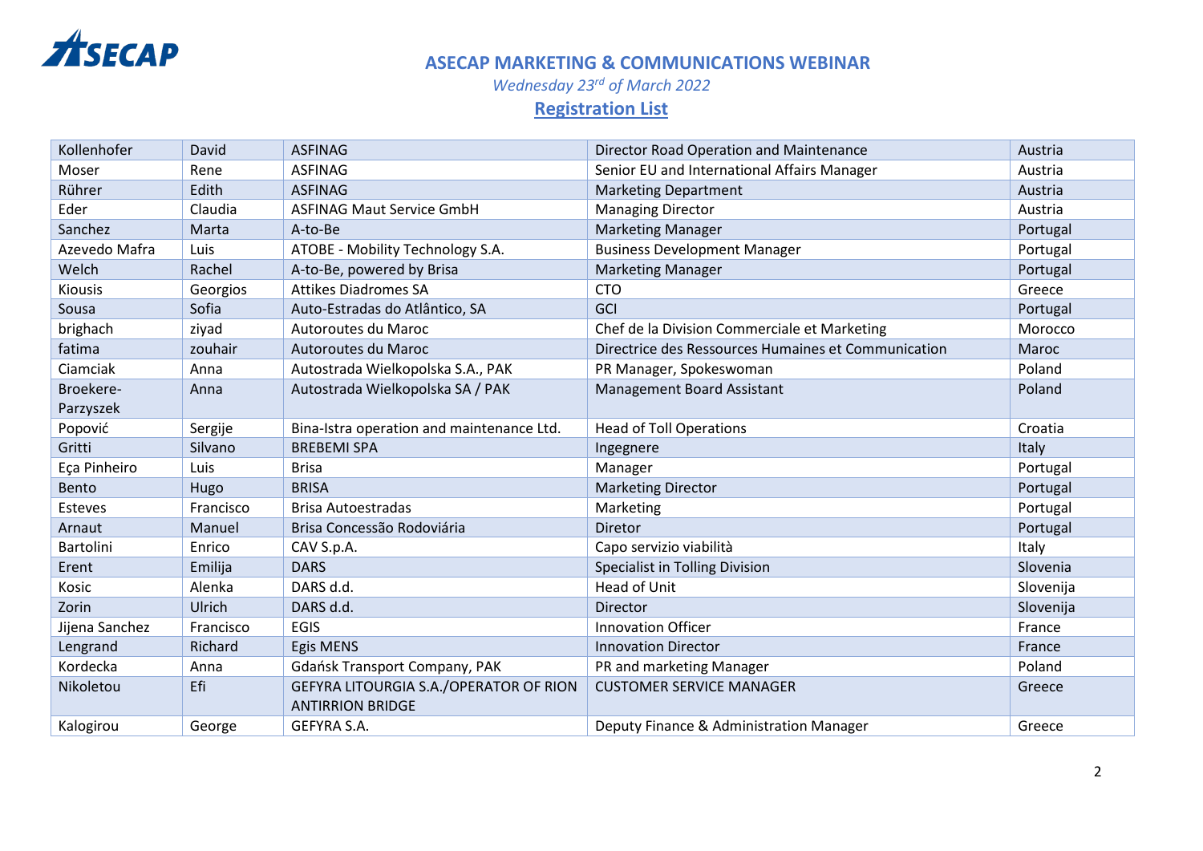# ASECAP MARKETING & COMMUNICATIONS WEBINAR

*Wednesday 23rd of March 2022*

## Registration List

| | | | | |
|---|---|---|---|---|
| Kollenhofer | David | ASFINAG | Director Road Operation and Maintenance | Austria |
| Moser | Rene | ASFINAG | Senior EU and International Affairs Manager | Austria |
| Rührer | Edith | ASFINAG | Marketing Department | Austria |
| Eder | Claudia | ASFINAG Maut Service GmbH | Managing Director | Austria |
| Sanchez | Marta | A-to-Be | Marketing Manager | Portugal |
| Azevedo Mafra | Luis | ATOBE - Mobility Technology S.A. | Business Development Manager | Portugal |
| Welch | Rachel | A-to-Be, powered by Brisa | Marketing Manager | Portugal |
| Kiousis | Georgios | Attikes Diadromes SA | CTO | Greece |
| Sousa | Sofia | Auto-Estradas do Atlântico, SA | GCI | Portugal |
| brighach | ziyad | Autoroutes du Maroc | Chef de la Division Commerciale et Marketing | Morocco |
| fatima | zouhair | Autoroutes du Maroc | Directrice des Ressources Humaines et Communication | Maroc |
| Ciamciak | Anna | Autostrada Wielkopolska S.A., PAK | PR Manager, Spokeswoman | Poland |
| Broekere-Parzyszek | Anna | Autostrada Wielkopolska SA / PAK | Management Board Assistant | Poland |
| Popović | Sergije | Bina-Istra operation and maintenance Ltd. | Head of Toll Operations | Croatia |
| Gritti | Silvano | BREBEMI SPA | Ingegnere | Italy |
| Eça Pinheiro | Luis | Brisa | Manager | Portugal |
| Bento | Hugo | BRISA | Marketing Director | Portugal |
| Esteves | Francisco | Brisa Autoestradas | Marketing | Portugal |
| Arnaut | Manuel | Brisa Concessão Rodoviária | Diretor | Portugal |
| Bartolini | Enrico | CAV S.p.A. | Capo servizio viabilità | Italy |
| Erent | Emilija | DARS | Specialist in Tolling Division | Slovenia |
| Kosic | Alenka | DARS d.d. | Head of Unit | Slovenija |
| Zorin | Ulrich | DARS d.d. | Director | Slovenija |
| Jijena Sanchez | Francisco | EGIS | Innovation Officer | France |
| Lengrand | Richard | Egis MENS | Innovation Director | France |
| Kordecka | Anna | Gdańsk Transport Company, PAK | PR and marketing Manager | Poland |
| Nikoletou | Efi | GEFYRA LITOURGIA S.A./OPERATOR OF RION ANTIRRION BRIDGE | CUSTOMER SERVICE MANAGER | Greece |
| Kalogirou | George | GEFYRA S.A. | Deputy Finance & Administration Manager | Greece |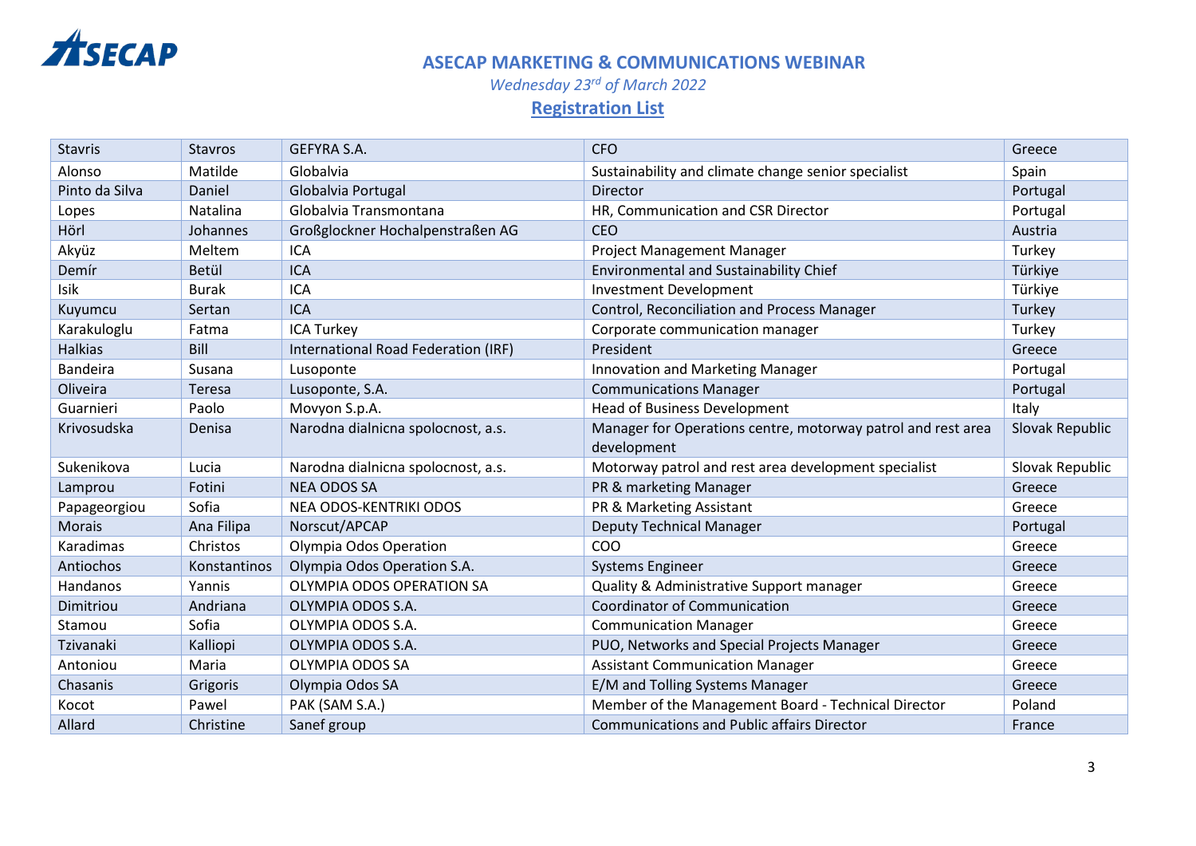# ASECAP MARKETING & COMMUNICATIONS WEBINAR

*Wednesday 23rd of March 2022*

**Registration List**

| | | | | |
|---|---|---|---|---|
| Stavris | Stavros | GEFYRA S.A. | CFO | Greece |
| Alonso | Matilde | Globalvia | Sustainability and climate change senior specialist | Spain |
| Pinto da Silva | Daniel | Globalvia Portugal | Director | Portugal |
| Lopes | Natalina | Globalvia Transmontana | HR, Communication and CSR Director | Portugal |
| Hörl | Johannes | Großglockner Hochalpenstraßen AG | CEO | Austria |
| Akyüz | Meltem | ICA | Project Management Manager | Turkey |
| Demír | Betül | ICA | Environmental and Sustainability Chief | Türkiye |
| Isik | Burak | ICA | Investment Development | Türkiye |
| Kuyumcu | Sertan | ICA | Control, Reconciliation and Process Manager | Turkey |
| Karakuloglu | Fatma | ICA Turkey | Corporate communication manager | Turkey |
| Halkias | Bill | International Road Federation (IRF) | President | Greece |
| Bandeira | Susana | Lusoponte | Innovation and Marketing Manager | Portugal |
| Oliveira | Teresa | Lusoponte, S.A. | Communications Manager | Portugal |
| Guarnieri | Paolo | Movyon S.p.A. | Head of Business Development | Italy |
| Krivosudska | Denisa | Narodna dialnicna spolocnost, a.s. | Manager for Operations centre, motorway patrol and rest area development | Slovak Republic |
| Sukenikova | Lucia | Narodna dialnicna spolocnost, a.s. | Motorway patrol and rest area development specialist | Slovak Republic |
| Lamprou | Fotini | NEA ODOS SA | PR & marketing Manager | Greece |
| Papageorgiou | Sofia | NEA ODOS-KENTRIKI ODOS | PR & Marketing Assistant | Greece |
| Morais | Ana Filipa | Norscut/APCAP | Deputy Technical Manager | Portugal |
| Karadimas | Christos | Olympia Odos Operation | COO | Greece |
| Antiochos | Konstantinos | Olympia Odos Operation S.A. | Systems Engineer | Greece |
| Handanos | Yannis | OLYMPIA ODOS OPERATION SA | Quality & Administrative Support manager | Greece |
| Dimitriou | Andriana | OLYMPIA ODOS S.A. | Coordinator of Communication | Greece |
| Stamou | Sofia | OLYMPIA ODOS S.A. | Communication Manager | Greece |
| Tzivanaki | Kalliopi | OLYMPIA ODOS S.A. | PUO, Networks and Special Projects Manager | Greece |
| Antoniou | Maria | OLYMPIA ODOS SA | Assistant Communication Manager | Greece |
| Chasanis | Grigoris | Olympia Odos SA | E/M and Tolling Systems Manager | Greece |
| Kocot | Pawel | PAK (SAM S.A.) | Member of the Management Board - Technical Director | Poland |
| Allard | Christine | Sanef group | Communications and Public affairs Director | France |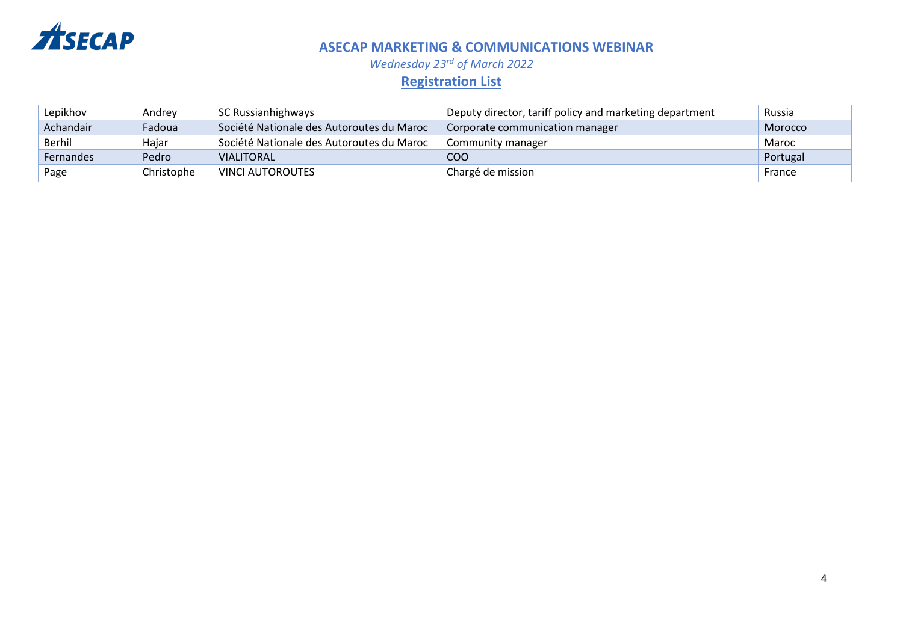## ASECAP MARKETING & COMMUNICATIONS WEBINAR

*Wednesday 23rd of March 2022*

**Registration List**

| | | | | |
|---|---|---|---|---|
| Lepikhov | Andrey | SC Russianhighways | Deputy director, tariff policy and marketing department | Russia |
| Achandair | Fadoua | Société Nationale des Autoroutes du Maroc | Corporate communication manager | Morocco |
| Berhil | Hajar | Société Nationale des Autoroutes du Maroc | Community manager | Maroc |
| Fernandes | Pedro | VIALITORAL | COO | Portugal |
| Page | Christophe | VINCI AUTOROUTES | Chargé de mission | France |